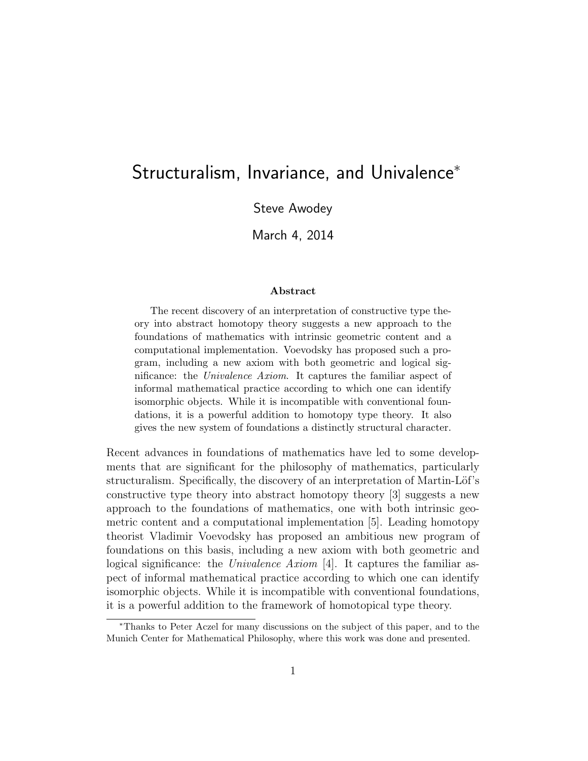# Structuralism, Invariance, and Univalence*

Steve Awodey

March 4, 2014

### Abstract

The recent discovery of an interpretation of constructive type theory into abstract homotopy theory suggests a new approach to the foundations of mathematics with intrinsic geometric content and a computational implementation. Voevodsky has proposed such a program, including a new axiom with both geometric and logical significance: the *Univalence Axiom*. It captures the familiar aspect of informal mathematical practice according to which one can identify isomorphic objects. While it is incompatible with conventional foundations, it is a powerful addition to homotopy type theory. It also gives the new system of foundations a distinctly structural character.

Recent advances in foundations of mathematics have led to some developments that are significant for the philosophy of mathematics, particularly structuralism. Specifically, the discovery of an interpretation of Martin-Löf's constructive type theory into abstract homotopy theory [3] suggests a new approach to the foundations of mathematics, one with both intrinsic geometric content and a computational implementation [5]. Leading homotopy theorist Vladimir Voevodsky has proposed an ambitious new program of foundations on this basis, including a new axiom with both geometric and logical significance: the *Univalence Axiom* [4]. It captures the familiar aspect of informal mathematical practice according to which one can identify isomorphic objects. While it is incompatible with conventional foundations, it is a powerful addition to the framework of homotopical type theory.

*Thanks to Peter Aczel for many discussions on the subject of this paper, and to the Munich Center for Mathematical Philosophy, where this work was done and presented.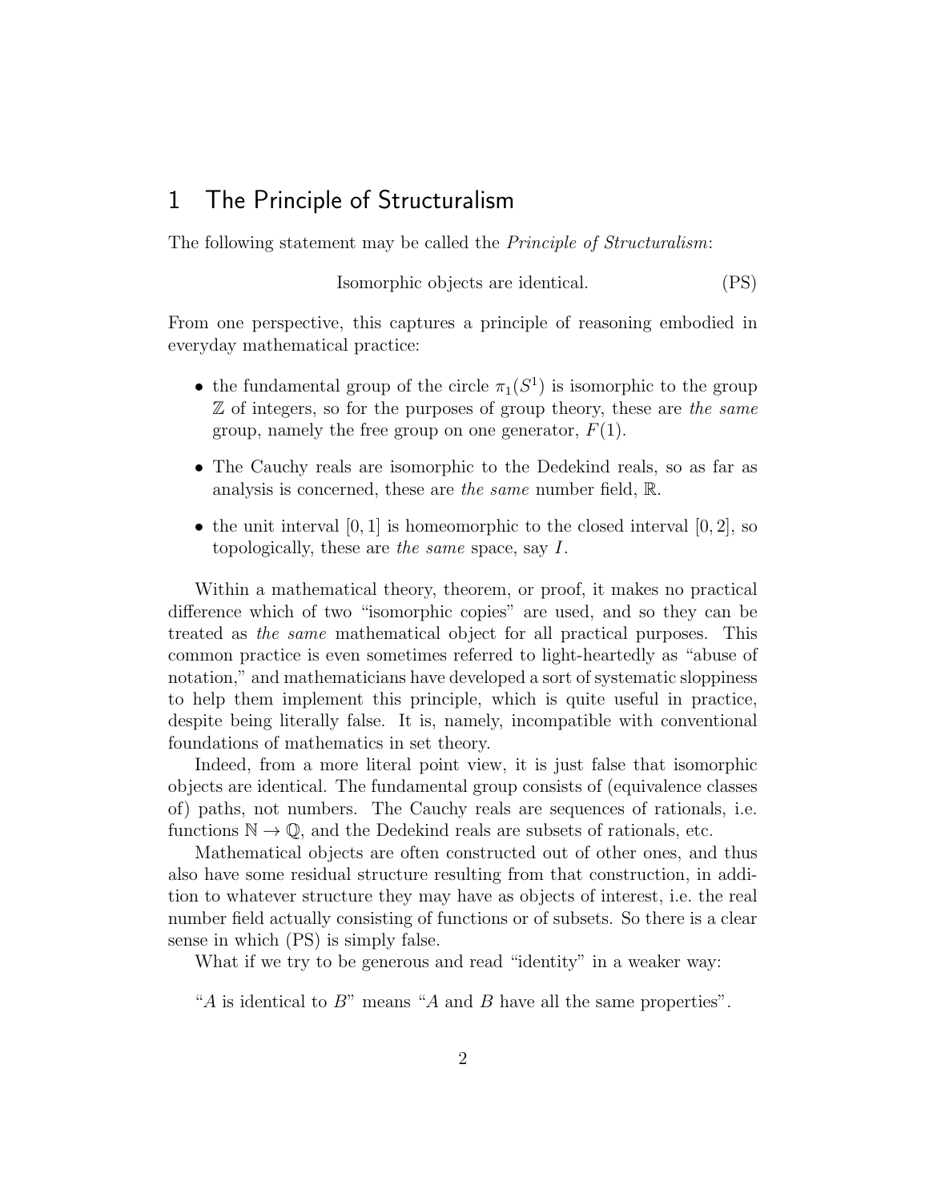## 1 The Principle of Structuralism

The following statement may be called the *Principle of Structuralism*:

$$\text{Isomorphic objects are identical.} \tag{PS}$$

From one perspective, this captures a principle of reasoning embodied in everyday mathematical practice:

- the fundamental group of the circle $\pi_1(S^1)$ is isomorphic to the group $\mathbb{Z}$ of integers, so for the purposes of group theory, these are *the same* group, namely the free group on one generator, $F(1)$.
- The Cauchy reals are isomorphic to the Dedekind reals, so as far as analysis is concerned, these are *the same* number field, $\mathbb{R}$.
- the unit interval $[0, 1]$ is homeomorphic to the closed interval $[0, 2]$, so topologically, these are *the same* space, say $I$.

Within a mathematical theory, theorem, or proof, it makes no practical difference which of two "isomorphic copies" are used, and so they can be treated as *the same* mathematical object for all practical purposes. This common practice is even sometimes referred to light-heartedly as "abuse of notation," and mathematicians have developed a sort of systematic sloppiness to help them implement this principle, which is quite useful in practice, despite being literally false. It is, namely, incompatible with conventional foundations of mathematics in set theory.

Indeed, from a more literal point view, it is just false that isomorphic objects are identical. The fundamental group consists of (equivalence classes of) paths, not numbers. The Cauchy reals are sequences of rationals, i.e. functions $\mathbb{N} \to \mathbb{Q}$, and the Dedekind reals are subsets of rationals, etc.

Mathematical objects are often constructed out of other ones, and thus also have some residual structure resulting from that construction, in addition to whatever structure they may have as objects of interest, i.e. the real number field actually consisting of functions or of subsets. So there is a clear sense in which (PS) is simply false.

What if we try to be generous and read "identity" in a weaker way:

"$A$ is identical to $B$" means "$A$ and $B$ have all the same properties".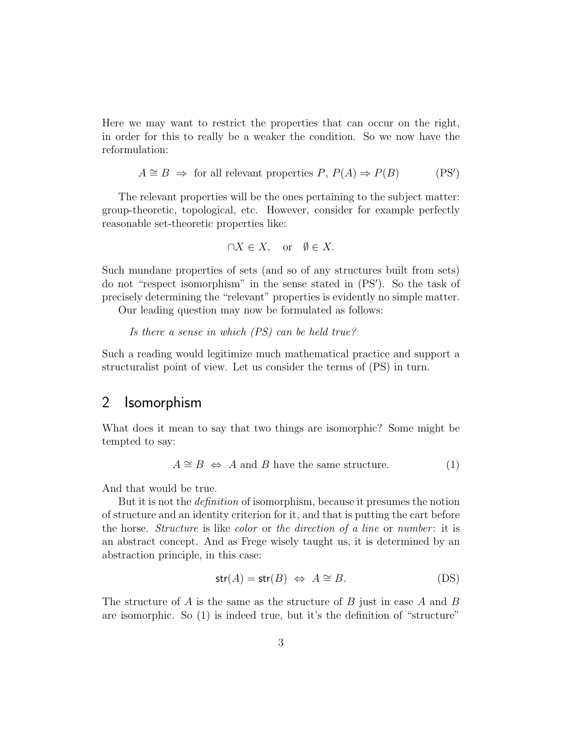Here we may want to restrict the properties that can occur on the right, in order for this to really be a weaker the condition. So we now have the reformulation:

$$A \cong B \;\Rightarrow\; \text{for all relevant properties } P,\ P(A) \Rightarrow P(B) \qquad (\text{PS}')$$

The relevant properties will be the ones pertaining to the subject matter: group-theoretic, topological, etc. However, consider for example perfectly reasonable set-theoretic properties like:

$$\cap X \in X, \quad \text{or} \quad \emptyset \in X.$$

Such mundane properties of sets (and so of any structures built from sets) do not "respect isomorphism" in the sense stated in (PS′). So the task of precisely determining the "relevant" properties is evidently no simple matter.

Our leading question may now be formulated as follows:

*Is there a sense in which (PS) can be held true?*

Such a reading would legitimize much mathematical practice and support a structuralist point of view. Let us consider the terms of (PS) in turn.

## 2 Isomorphism

What does it mean to say that two things are isomorphic? Some might be tempted to say:

$$A \cong B \;\Leftrightarrow\; A \text{ and } B \text{ have the same structure.} \qquad (1)$$

And that would be true.

But it is not the *definition* of isomorphism, because it presumes the notion of structure and an identity criterion for it, and that is putting the cart before the horse. *Structure* is like *color* or *the direction of a line* or *number*: it is an abstract concept. And as Frege wisely taught us, it is determined by an abstraction principle, in this case:

$$\mathsf{str}(A) = \mathsf{str}(B) \;\Leftrightarrow\; A \cong B. \qquad (\text{DS})$$

The structure of $A$ is the same as the structure of $B$ just in case $A$ and $B$ are isomorphic. So (1) is indeed true, but it's the definition of "structure"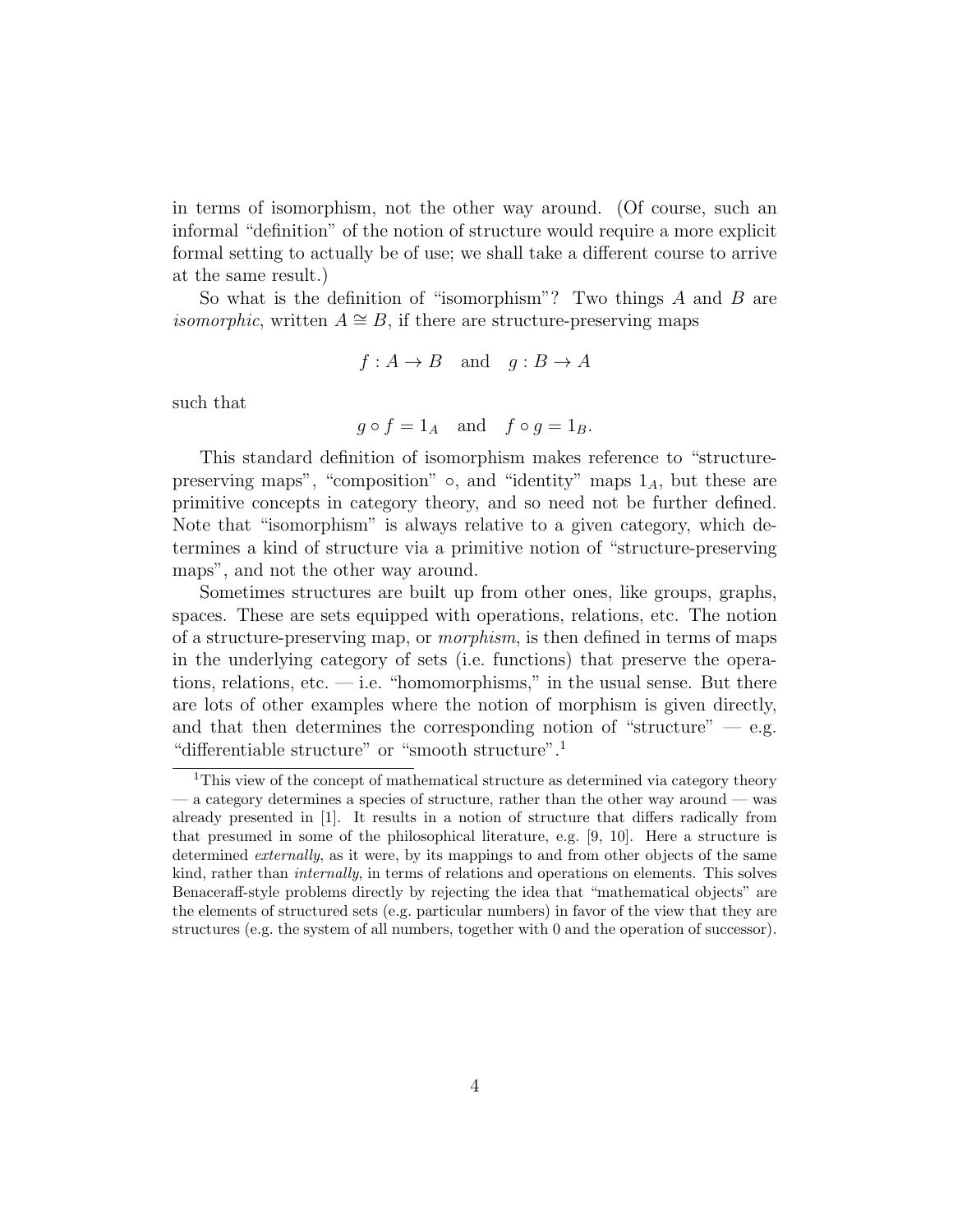in terms of isomorphism, not the other way around. (Of course, such an informal "definition" of the notion of structure would require a more explicit formal setting to actually be of use; we shall take a different course to arrive at the same result.)

So what is the definition of "isomorphism"? Two things $A$ and $B$ are *isomorphic*, written $A \cong B$, if there are structure-preserving maps

$$f : A \to B \quad \text{and} \quad g : B \to A$$

such that

$$g \circ f = 1_A \quad \text{and} \quad f \circ g = 1_B.$$

This standard definition of isomorphism makes reference to "structure-preserving maps", "composition" $\circ$, and "identity" maps $1_A$, but these are primitive concepts in category theory, and so need not be further defined. Note that "isomorphism" is always relative to a given category, which determines a kind of structure via a primitive notion of "structure-preserving maps", and not the other way around.

Sometimes structures are built up from other ones, like groups, graphs, spaces. These are sets equipped with operations, relations, etc. The notion of a structure-preserving map, or *morphism*, is then defined in terms of maps in the underlying category of sets (i.e. functions) that preserve the operations, relations, etc. — i.e. "homomorphisms," in the usual sense. But there are lots of other examples where the notion of morphism is given directly, and that then determines the corresponding notion of "structure" — e.g. "differentiable structure" or "smooth structure".[1]

[1] This view of the concept of mathematical structure as determined via category theory — a category determines a species of structure, rather than the other way around — was already presented in [1]. It results in a notion of structure that differs radically from that presumed in some of the philosophical literature, e.g. [9, 10]. Here a structure is determined *externally*, as it were, by its mappings to and from other objects of the same kind, rather than *internally*, in terms of relations and operations on elements. This solves Benaceraff-style problems directly by rejecting the idea that "mathematical objects" are the elements of structured sets (e.g. particular numbers) in favor of the view that they are structures (e.g. the system of all numbers, together with 0 and the operation of successor).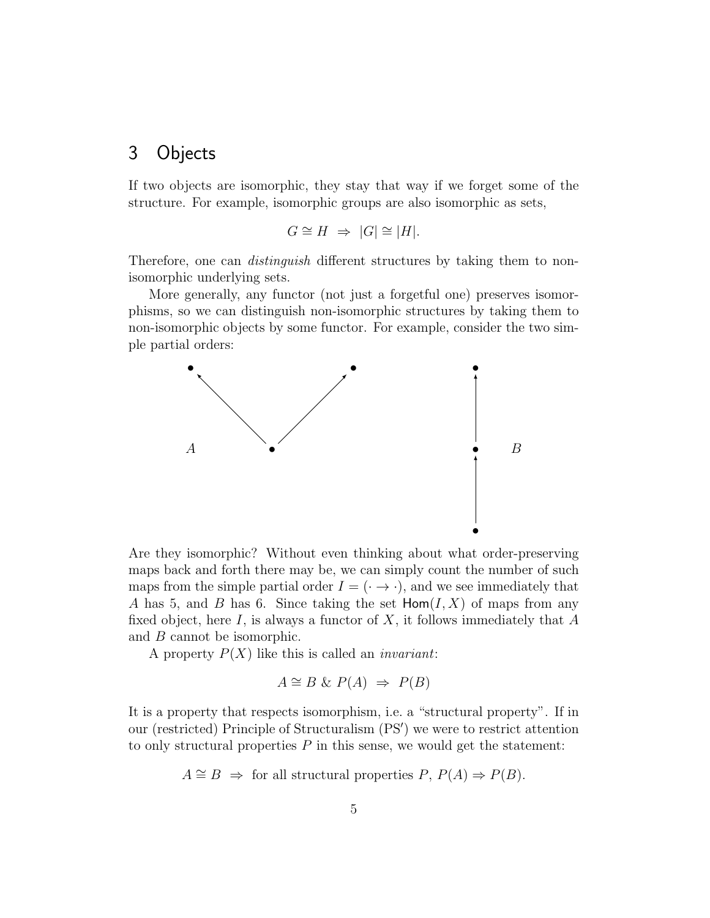## 3 Objects

If two objects are isomorphic, they stay that way if we forget some of the structure. For example, isomorphic groups are also isomorphic as sets,

$$G \cong H \;\Rightarrow\; |G| \cong |H|.$$

Therefore, one can *distinguish* different structures by taking them to non-isomorphic underlying sets.

More generally, any functor (not just a forgetful one) preserves isomorphisms, so we can distinguish non-isomorphic structures by taking them to non-isomorphic objects by some functor. For example, consider the two simple partial orders:

Are they isomorphic? Without even thinking about what order-preserving maps back and forth there may be, we can simply count the number of such maps from the simple partial order $I = (\cdot \to \cdot)$, and we see immediately that $A$ has 5, and $B$ has 6. Since taking the set $\mathsf{Hom}(I, X)$ of maps from any fixed object, here $I$, is always a functor of $X$, it follows immediately that $A$ and $B$ cannot be isomorphic.

A property $P(X)$ like this is called an *invariant*:

$$A \cong B \;\&\; P(A) \;\Rightarrow\; P(B)$$

It is a property that respects isomorphism, i.e. a "structural property". If in our (restricted) Principle of Structuralism (PS′) we were to restrict attention to only structural properties $P$ in this sense, we would get the statement:

$$A \cong B \;\Rightarrow\; \text{for all structural properties } P,\; P(A) \Rightarrow P(B).$$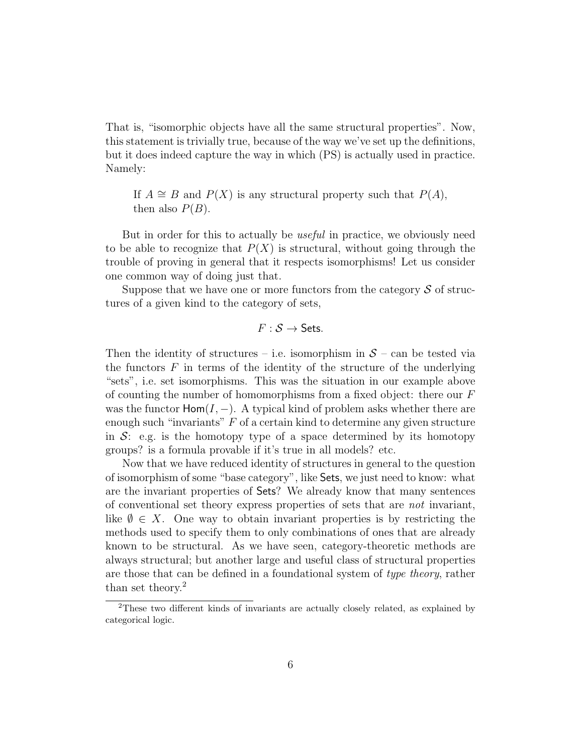That is, "isomorphic objects have all the same structural properties". Now, this statement is trivially true, because of the way we've set up the definitions, but it does indeed capture the way in which (PS) is actually used in practice. Namely:

> If $A \cong B$ and $P(X)$ is any structural property such that $P(A)$, then also $P(B)$.

But in order for this to actually be *useful* in practice, we obviously need to be able to recognize that $P(X)$ is structural, without going through the trouble of proving in general that it respects isomorphisms! Let us consider one common way of doing just that.

Suppose that we have one or more functors from the category $\mathcal{S}$ of structures of a given kind to the category of sets,

$$F : \mathcal{S} \to \mathsf{Sets}.$$

Then the identity of structures – i.e. isomorphism in $\mathcal{S}$ – can be tested via the functors $F$ in terms of the identity of the structure of the underlying "sets", i.e. set isomorphisms. This was the situation in our example above of counting the number of homomorphisms from a fixed object: there our $F$ was the functor $\mathsf{Hom}(I, -)$. A typical kind of problem asks whether there are enough such "invariants" $F$ of a certain kind to determine any given structure in $\mathcal{S}$: e.g. is the homotopy type of a space determined by its homotopy groups? is a formula provable if it's true in all models? etc.

Now that we have reduced identity of structures in general to the question of isomorphism of some "base category", like $\mathsf{Sets}$, we just need to know: what are the invariant properties of $\mathsf{Sets}$? We already know that many sentences of conventional set theory express properties of sets that are *not* invariant, like $\emptyset \in X$. One way to obtain invariant properties is by restricting the methods used to specify them to only combinations of ones that are already known to be structural. As we have seen, category-theoretic methods are always structural; but another large and useful class of structural properties are those that can be defined in a foundational system of *type theory*, rather than set theory.[2]

[2] These two different kinds of invariants are actually closely related, as explained by categorical logic.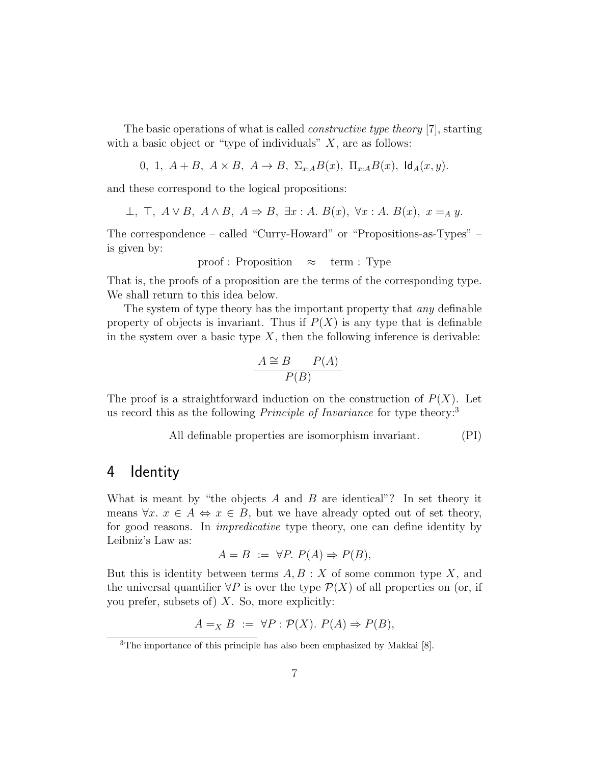The basic operations of what is called *constructive type theory* [7], starting with a basic object or "type of individuals" $X$, are as follows:

$$0,\ 1,\ A+B,\ A\times B,\ A\to B,\ \Sigma_{x:A}B(x),\ \Pi_{x:A}B(x),\ \mathsf{Id}_A(x,y).$$

and these correspond to the logical propositions:

$$\bot,\ \top,\ A\vee B,\ A\wedge B,\ A\Rightarrow B,\ \exists x:A.\ B(x),\ \forall x:A.\ B(x),\ x=_A y.$$

The correspondence – called "Curry-Howard" or "Propositions-as-Types" – is given by:

$$\text{proof} : \text{Proposition} \quad \approx \quad \text{term} : \text{Type}$$

That is, the proofs of a proposition are the terms of the corresponding type. We shall return to this idea below.

The system of type theory has the important property that *any* definable property of objects is invariant. Thus if $P(X)$ is any type that is definable in the system over a basic type $X$, then the following inference is derivable:

$$\frac{A\cong B \qquad P(A)}{P(B)}$$

The proof is a straightforward induction on the construction of $P(X)$. Let us record this as the following *Principle of Invariance* for type theory:[3]

$$\text{All definable properties are isomorphism invariant.} \tag{PI}$$

## 4 Identity

What is meant by "the objects $A$ and $B$ are identical"? In set theory it means $\forall x.\ x\in A \Leftrightarrow x\in B$, but we have already opted out of set theory, for good reasons. In *impredicative* type theory, one can define identity by Leibniz's Law as:

$$A=B \ :=\ \forall P.\ P(A)\Rightarrow P(B),$$

But this is identity between terms $A,B:X$ of some common type $X$, and the universal quantifier $\forall P$ is over the type $\mathcal{P}(X)$ of all properties on (or, if you prefer, subsets of) $X$. So, more explicitly:

$$A=_X B \ :=\ \forall P:\mathcal{P}(X).\ P(A)\Rightarrow P(B),$$

[3] The importance of this principle has also been emphasized by Makkai [8].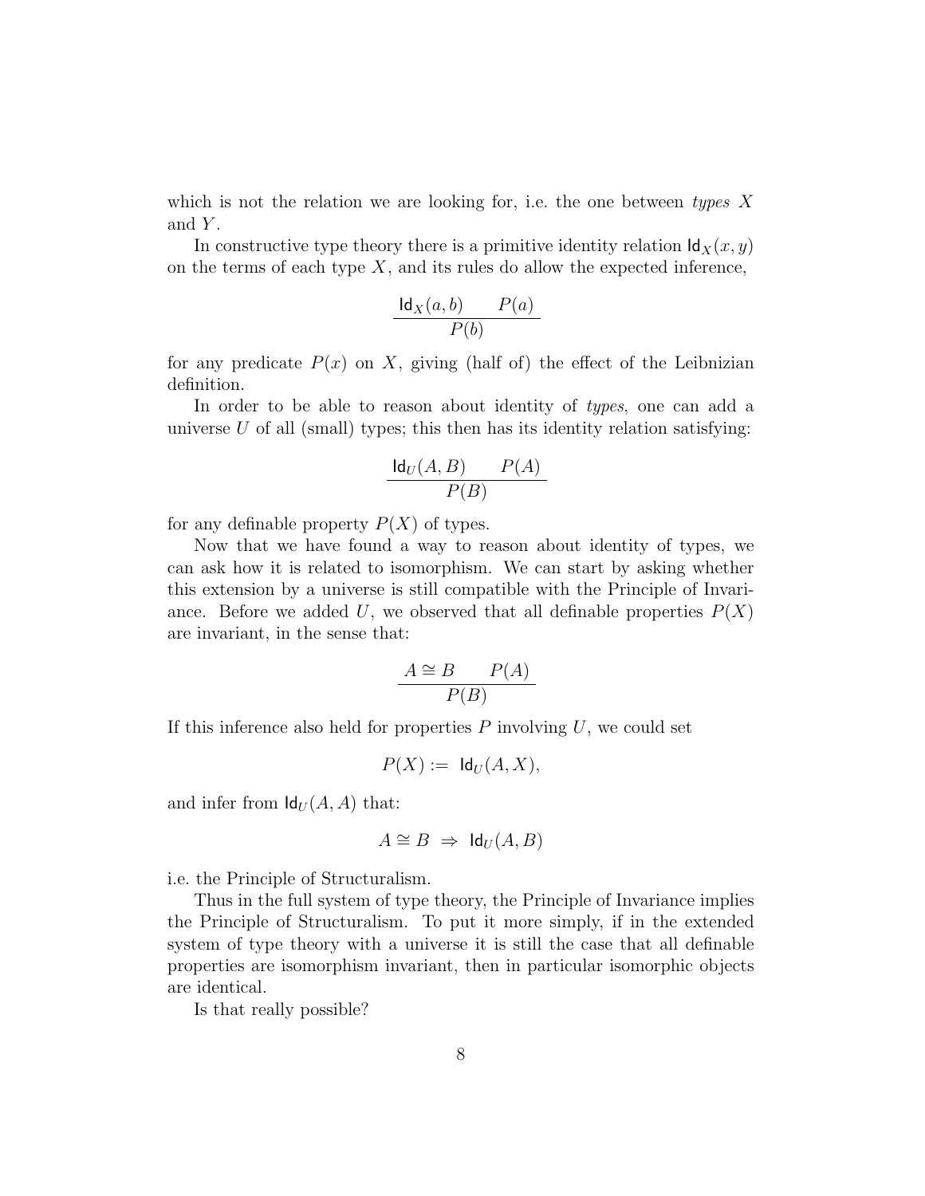which is not the relation we are looking for, i.e. the one between *types* $X$ and $Y$.

In constructive type theory there is a primitive identity relation $\mathsf{Id}_X(x, y)$ on the terms of each type $X$, and its rules do allow the expected inference,

$$\frac{\mathsf{Id}_X(a, b) \qquad P(a)}{P(b)}$$

for any predicate $P(x)$ on $X$, giving (half of) the effect of the Leibnizian definition.

In order to be able to reason about identity of *types*, one can add a universe $U$ of all (small) types; this then has its identity relation satisfying:

$$\frac{\mathsf{Id}_U(A, B) \qquad P(A)}{P(B)}$$

for any definable property $P(X)$ of types.

Now that we have found a way to reason about identity of types, we can ask how it is related to isomorphism. We can start by asking whether this extension by a universe is still compatible with the Principle of Invariance. Before we added $U$, we observed that all definable properties $P(X)$ are invariant, in the sense that:

$$\frac{A \cong B \qquad P(A)}{P(B)}$$

If this inference also held for properties $P$ involving $U$, we could set

$$P(X) := \mathsf{Id}_U(A, X),$$

and infer from $\mathsf{Id}_U(A, A)$ that:

$$A \cong B \;\Rightarrow\; \mathsf{Id}_U(A, B)$$

i.e. the Principle of Structuralism.

Thus in the full system of type theory, the Principle of Invariance implies the Principle of Structuralism. To put it more simply, if in the extended system of type theory with a universe it is still the case that all definable properties are isomorphism invariant, then in particular isomorphic objects are identical.

Is that really possible?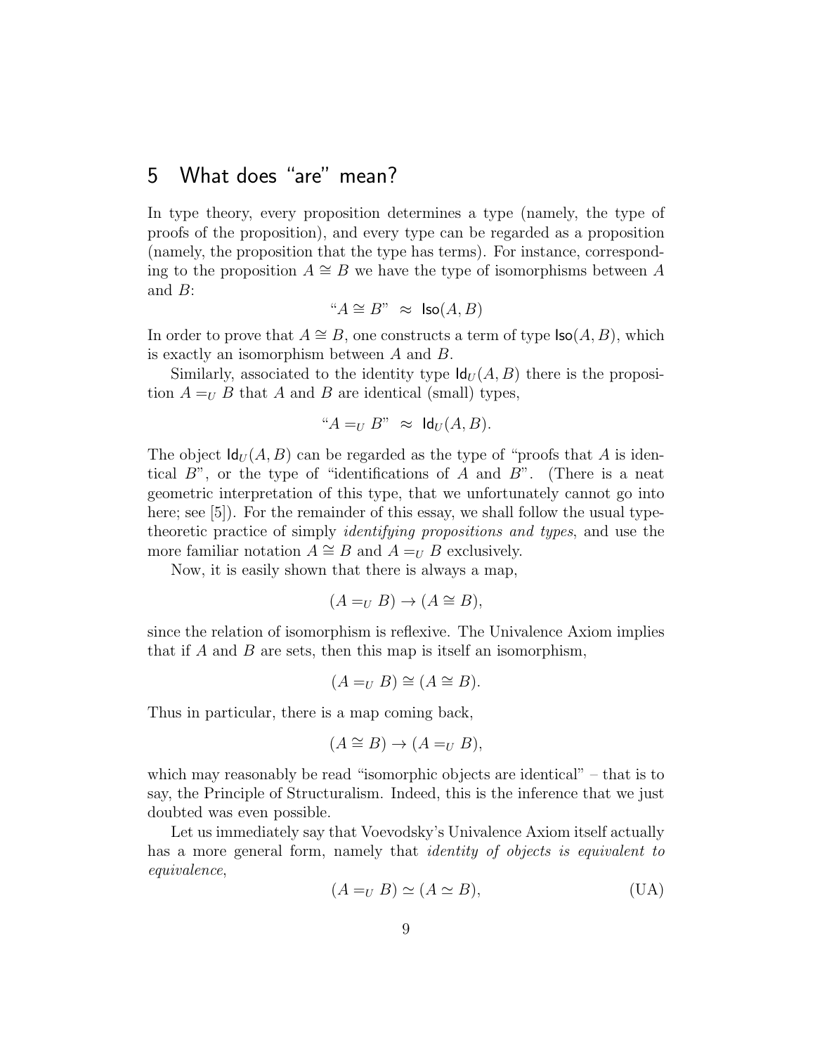## 5 What does "are" mean?

In type theory, every proposition determines a type (namely, the type of proofs of the proposition), and every type can be regarded as a proposition (namely, the proposition that the type has terms). For instance, corresponding to the proposition $A \cong B$ we have the type of isomorphisms between $A$ and $B$:

$$\text{"}A \cong B\text{"} \;\approx\; \mathsf{Iso}(A, B)$$

In order to prove that $A \cong B$, one constructs a term of type $\mathsf{Iso}(A, B)$, which is exactly an isomorphism between $A$ and $B$.

Similarly, associated to the identity type $\mathsf{Id}_U(A, B)$ there is the proposition $A =_U B$ that $A$ and $B$ are identical (small) types,

$$\text{"}A =_U B\text{"} \;\approx\; \mathsf{Id}_U(A, B).$$

The object $\mathsf{Id}_U(A, B)$ can be regarded as the type of "proofs that $A$ is identical $B$", or the type of "identifications of $A$ and $B$". (There is a neat geometric interpretation of this type, that we unfortunately cannot go into here; see [5]). For the remainder of this essay, we shall follow the usual type-theoretic practice of simply *identifying propositions and types*, and use the more familiar notation $A \cong B$ and $A =_U B$ exclusively.

Now, it is easily shown that there is always a map,

$$(A =_U B) \to (A \cong B),$$

since the relation of isomorphism is reflexive. The Univalence Axiom implies that if $A$ and $B$ are sets, then this map is itself an isomorphism,

$$(A =_U B) \cong (A \cong B).$$

Thus in particular, there is a map coming back,

$$(A \cong B) \to (A =_U B),$$

which may reasonably be read "isomorphic objects are identical" – that is to say, the Principle of Structuralism. Indeed, this is the inference that we just doubted was even possible.

Let us immediately say that Voevodsky's Univalence Axiom itself actually has a more general form, namely that *identity of objects is equivalent to equivalence*,

$$(A =_U B) \simeq (A \simeq B), \tag{UA}$$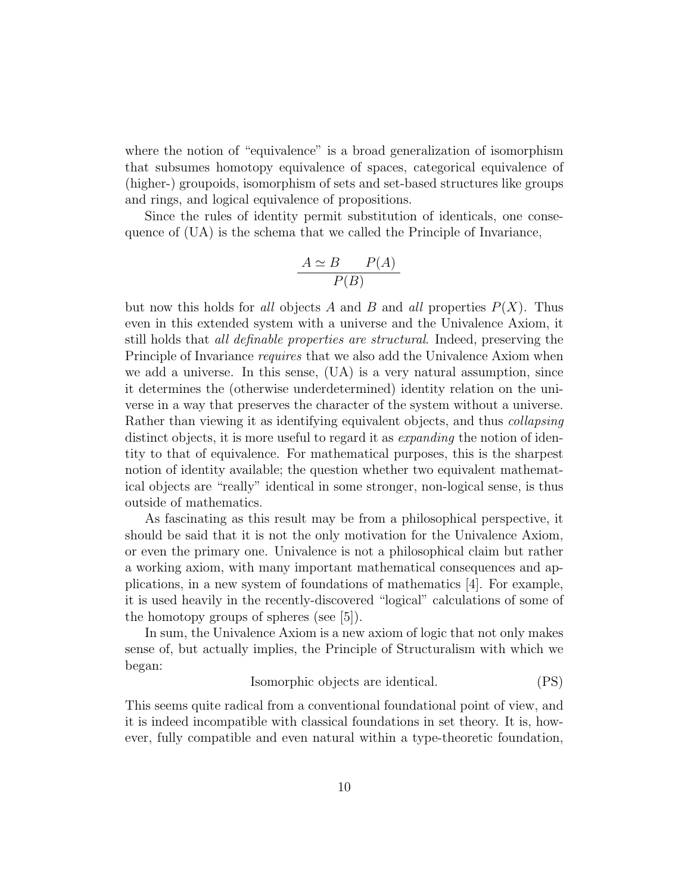where the notion of "equivalence" is a broad generalization of isomorphism that subsumes homotopy equivalence of spaces, categorical equivalence of (higher-) groupoids, isomorphism of sets and set-based structures like groups and rings, and logical equivalence of propositions.

Since the rules of identity permit substitution of identicals, one consequence of (UA) is the schema that we called the Principle of Invariance,

$$\frac{A \simeq B \qquad P(A)}{P(B)}$$

but now this holds for *all* objects $A$ and $B$ and *all* properties $P(X)$. Thus even in this extended system with a universe and the Univalence Axiom, it still holds that *all definable properties are structural*. Indeed, preserving the Principle of Invariance *requires* that we also add the Univalence Axiom when we add a universe. In this sense, (UA) is a very natural assumption, since it determines the (otherwise underdetermined) identity relation on the universe in a way that preserves the character of the system without a universe. Rather than viewing it as identifying equivalent objects, and thus *collapsing* distinct objects, it is more useful to regard it as *expanding* the notion of identity to that of equivalence. For mathematical purposes, this is the sharpest notion of identity available; the question whether two equivalent mathematical objects are "really" identical in some stronger, non-logical sense, is thus outside of mathematics.

As fascinating as this result may be from a philosophical perspective, it should be said that it is not the only motivation for the Univalence Axiom, or even the primary one. Univalence is not a philosophical claim but rather a working axiom, with many important mathematical consequences and applications, in a new system of foundations of mathematics [4]. For example, it is used heavily in the recently-discovered "logical" calculations of some of the homotopy groups of spheres (see [5]).

In sum, the Univalence Axiom is a new axiom of logic that not only makes sense of, but actually implies, the Principle of Structuralism with which we began:

$$\text{Isomorphic objects are identical.} \qquad \text{(PS)}$$

This seems quite radical from a conventional foundational point of view, and it is indeed incompatible with classical foundations in set theory. It is, however, fully compatible and even natural within a type-theoretic foundation,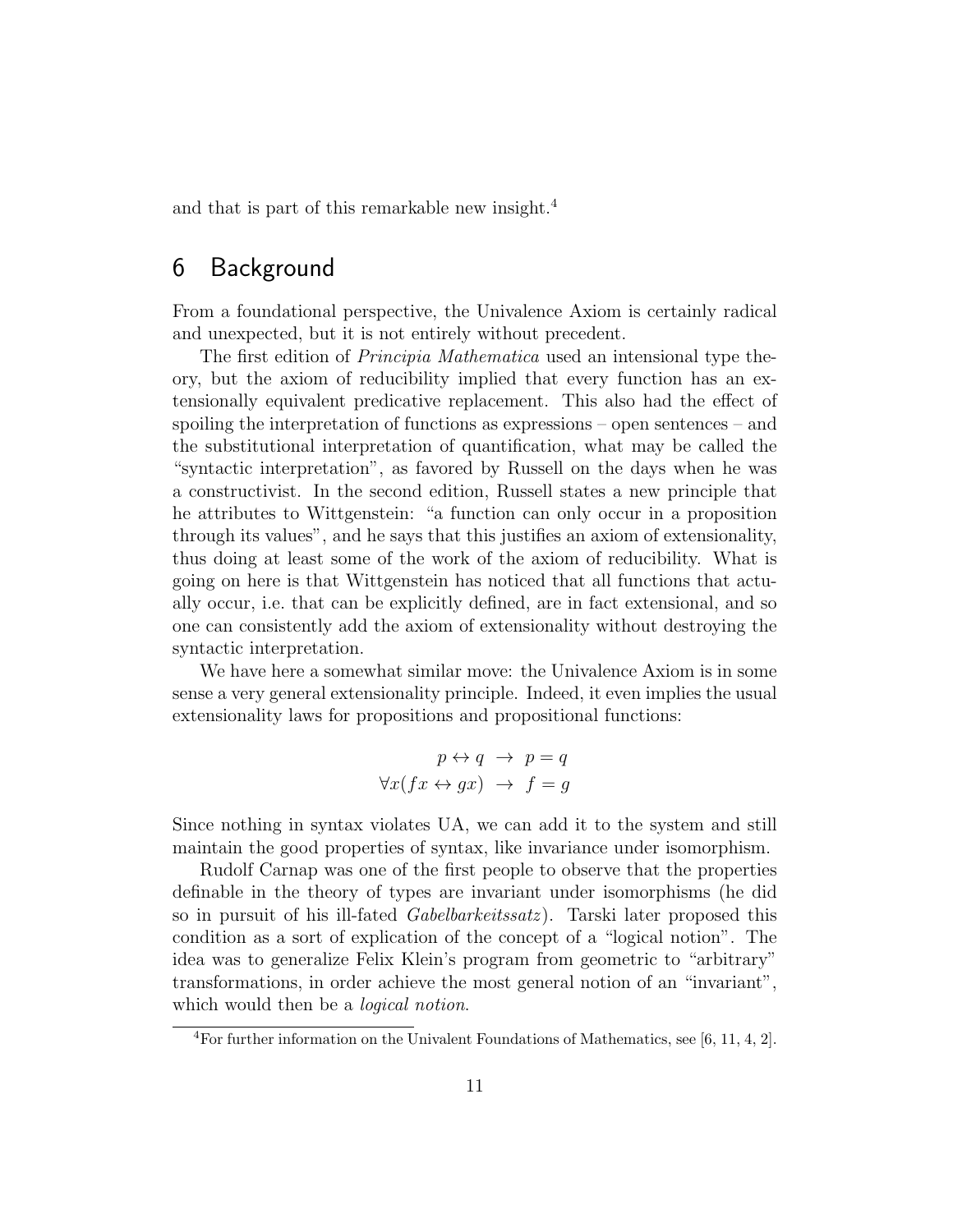and that is part of this remarkable new insight.[4]

## 6 Background

From a foundational perspective, the Univalence Axiom is certainly radical and unexpected, but it is not entirely without precedent.

The first edition of *Principia Mathematica* used an intensional type theory, but the axiom of reducibility implied that every function has an extensionally equivalent predicative replacement. This also had the effect of spoiling the interpretation of functions as expressions – open sentences – and the substitutional interpretation of quantification, what may be called the "syntactic interpretation", as favored by Russell on the days when he was a constructivist. In the second edition, Russell states a new principle that he attributes to Wittgenstein: "a function can only occur in a proposition through its values", and he says that this justifies an axiom of extensionality, thus doing at least some of the work of the axiom of reducibility. What is going on here is that Wittgenstein has noticed that all functions that actually occur, i.e. that can be explicitly defined, are in fact extensional, and so one can consistently add the axiom of extensionality without destroying the syntactic interpretation.

We have here a somewhat similar move: the Univalence Axiom is in some sense a very general extensionality principle. Indeed, it even implies the usual extensionality laws for propositions and propositional functions:

$$p \leftrightarrow q \;\rightarrow\; p = q$$
$$\forall x(fx \leftrightarrow gx) \;\rightarrow\; f = g$$

Since nothing in syntax violates UA, we can add it to the system and still maintain the good properties of syntax, like invariance under isomorphism.

Rudolf Carnap was one of the first people to observe that the properties definable in the theory of types are invariant under isomorphisms (he did so in pursuit of his ill-fated *Gabelbarkeitssatz*). Tarski later proposed this condition as a sort of explication of the concept of a "logical notion". The idea was to generalize Felix Klein's program from geometric to "arbitrary" transformations, in order achieve the most general notion of an "invariant", which would then be a *logical notion*.

[4] For further information on the Univalent Foundations of Mathematics, see [6, 11, 4, 2].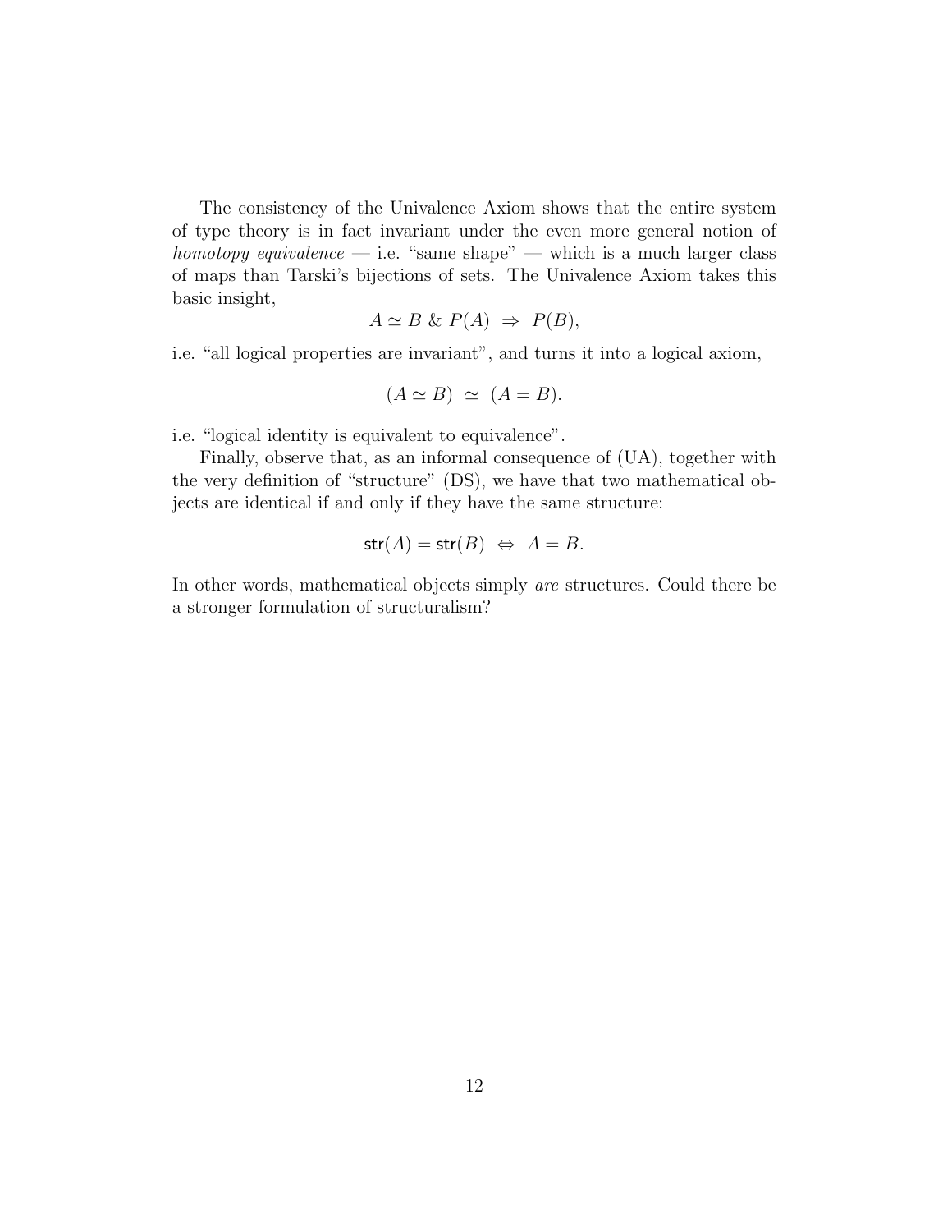The consistency of the Univalence Axiom shows that the entire system of type theory is in fact invariant under the even more general notion of *homotopy equivalence* — i.e. "same shape" — which is a much larger class of maps than Tarski's bijections of sets. The Univalence Axiom takes this basic insight,

$$A \simeq B \ \& \ P(A) \ \Rightarrow \ P(B),$$

i.e. "all logical properties are invariant", and turns it into a logical axiom,

$$(A \simeq B) \ \simeq \ (A = B).$$

i.e. "logical identity is equivalent to equivalence".

Finally, observe that, as an informal consequence of (UA), together with the very definition of "structure" (DS), we have that two mathematical objects are identical if and only if they have the same structure:

$$\mathsf{str}(A) = \mathsf{str}(B) \ \Leftrightarrow \ A = B.$$

In other words, mathematical objects simply *are* structures. Could there be a stronger formulation of structuralism?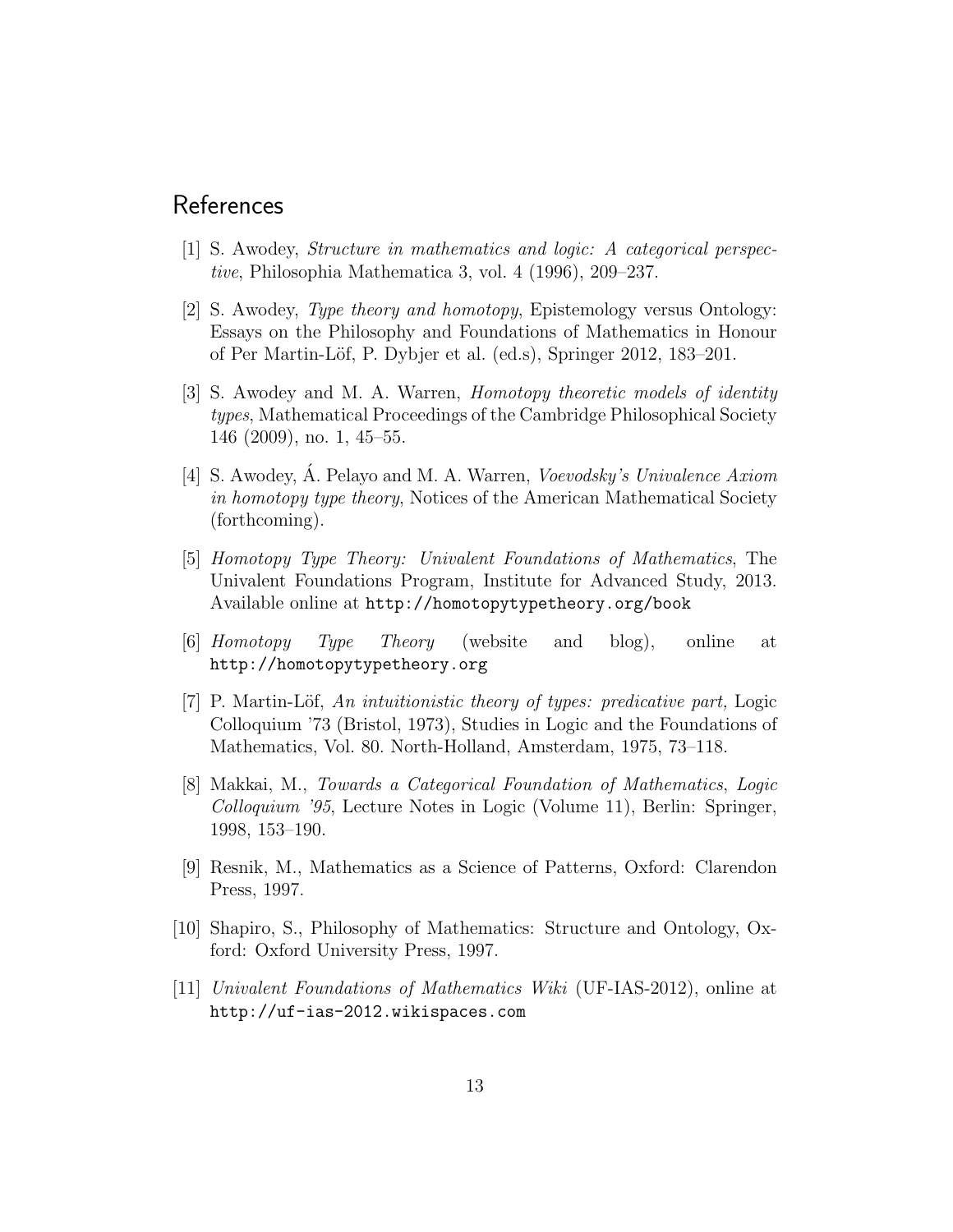## References

[1] S. Awodey, *Structure in mathematics and logic: A categorical perspective*, Philosophia Mathematica 3, vol. 4 (1996), 209–237.

[2] S. Awodey, *Type theory and homotopy*, Epistemology versus Ontology: Essays on the Philosophy and Foundations of Mathematics in Honour of Per Martin-Löf, P. Dybjer et al. (ed.s), Springer 2012, 183–201.

[3] S. Awodey and M. A. Warren, *Homotopy theoretic models of identity types*, Mathematical Proceedings of the Cambridge Philosophical Society 146 (2009), no. 1, 45–55.

[4] S. Awodey, Á. Pelayo and M. A. Warren, *Voevodsky's Univalence Axiom in homotopy type theory*, Notices of the American Mathematical Society (forthcoming).

[5] *Homotopy Type Theory: Univalent Foundations of Mathematics*, The Univalent Foundations Program, Institute for Advanced Study, 2013. Available online at `http://homotopytypetheory.org/book`

[6] *Homotopy Type Theory* (website and blog), online at `http://homotopytypetheory.org`

[7] P. Martin-Löf, *An intuitionistic theory of types: predicative part,* Logic Colloquium '73 (Bristol, 1973), Studies in Logic and the Foundations of Mathematics, Vol. 80. North-Holland, Amsterdam, 1975, 73–118.

[8] Makkai, M., *Towards a Categorical Foundation of Mathematics*, *Logic Colloquium '95*, Lecture Notes in Logic (Volume 11), Berlin: Springer, 1998, 153–190.

[9] Resnik, M., Mathematics as a Science of Patterns, Oxford: Clarendon Press, 1997.

[10] Shapiro, S., Philosophy of Mathematics: Structure and Ontology, Oxford: Oxford University Press, 1997.

[11] *Univalent Foundations of Mathematics Wiki* (UF-IAS-2012), online at `http://uf-ias-2012.wikispaces.com`